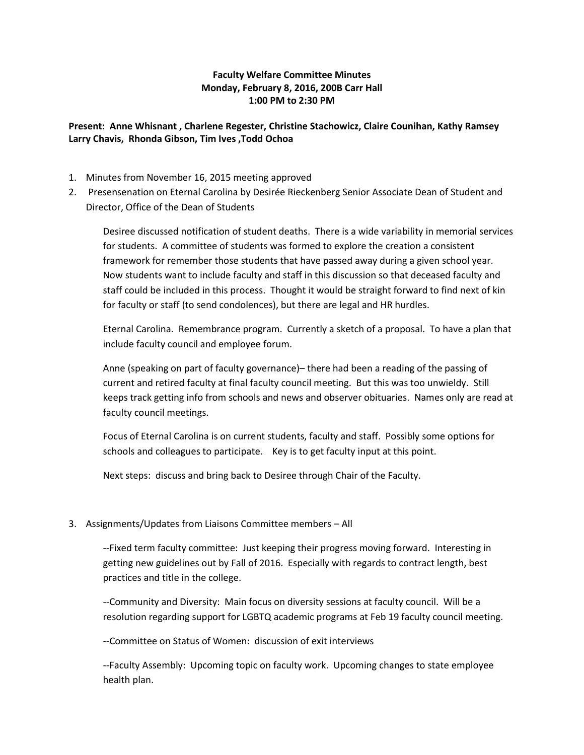**Faculty Welfare Committee Minutes**
**Monday, February 8, 2016, 200B Carr Hall**
**1:00 PM to 2:30 PM**

**Present: Anne Whisnant , Charlene Regester, Christine Stachowicz, Claire Counihan, Kathy Ramsey Larry Chavis, Rhonda Gibson, Tim Ives ,Todd Ochoa**

1. Minutes from November 16, 2015 meeting approved
2. Presensenation on Eternal Carolina by Desirée Rieckenberg Senior Associate Dean of Student and Director, Office of the Dean of Students

   Desiree discussed notification of student deaths. There is a wide variability in memorial services for students. A committee of students was formed to explore the creation a consistent framework for remember those students that have passed away during a given school year. Now students want to include faculty and staff in this discussion so that deceased faculty and staff could be included in this process. Thought it would be straight forward to find next of kin for faculty or staff (to send condolences), but there are legal and HR hurdles.

   Eternal Carolina. Remembrance program. Currently a sketch of a proposal. To have a plan that include faculty council and employee forum.

   Anne (speaking on part of faculty governance)– there had been a reading of the passing of current and retired faculty at final faculty council meeting. But this was too unwieldy. Still keeps track getting info from schools and news and observer obituaries. Names only are read at faculty council meetings.

   Focus of Eternal Carolina is on current students, faculty and staff. Possibly some options for schools and colleagues to participate. Key is to get faculty input at this point.

   Next steps: discuss and bring back to Desiree through Chair of the Faculty.

3. Assignments/Updates from Liaisons Committee members – All

   --Fixed term faculty committee: Just keeping their progress moving forward. Interesting in getting new guidelines out by Fall of 2016. Especially with regards to contract length, best practices and title in the college.

   --Community and Diversity: Main focus on diversity sessions at faculty council. Will be a resolution regarding support for LGBTQ academic programs at Feb 19 faculty council meeting.

   --Committee on Status of Women: discussion of exit interviews

   --Faculty Assembly: Upcoming topic on faculty work. Upcoming changes to state employee health plan.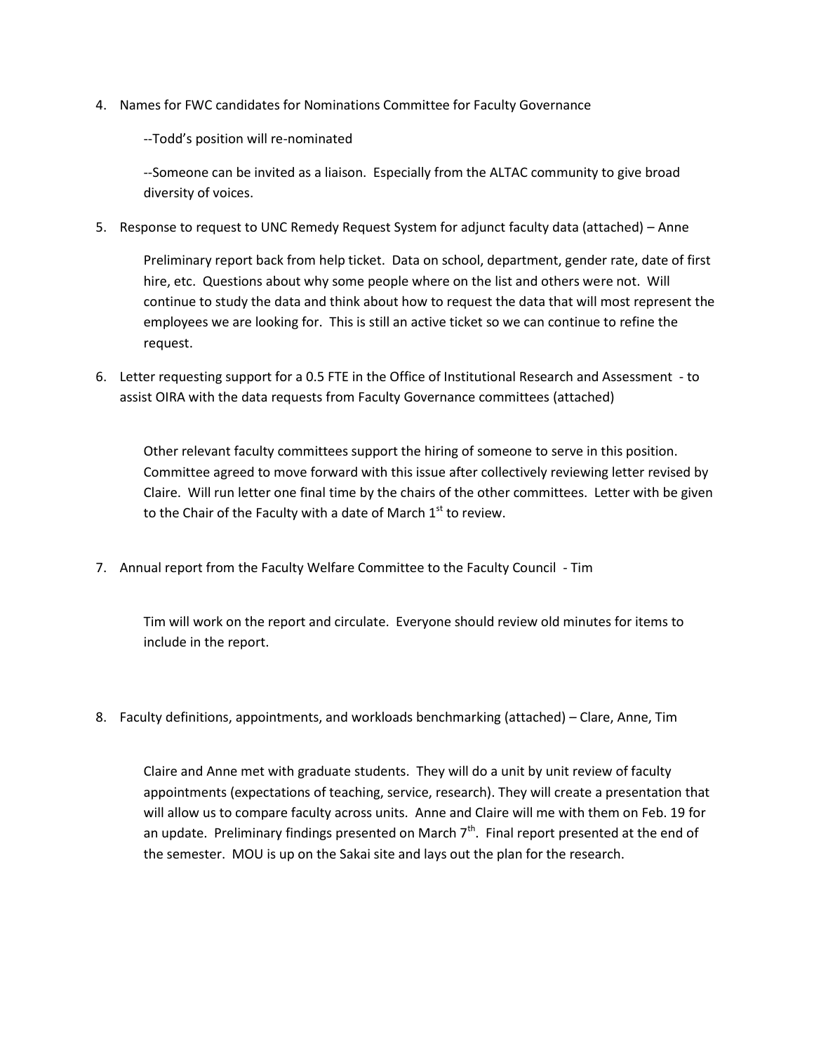4. Names for FWC candidates for Nominations Committee for Faculty Governance

   --Todd's position will re-nominated

   --Someone can be invited as a liaison. Especially from the ALTAC community to give broad diversity of voices.

5. Response to request to UNC Remedy Request System for adjunct faculty data (attached) – Anne

   Preliminary report back from help ticket. Data on school, department, gender rate, date of first hire, etc. Questions about why some people where on the list and others were not. Will continue to study the data and think about how to request the data that will most represent the employees we are looking for. This is still an active ticket so we can continue to refine the request.

6. Letter requesting support for a 0.5 FTE in the Office of Institutional Research and Assessment - to assist OIRA with the data requests from Faculty Governance committees (attached)

   Other relevant faculty committees support the hiring of someone to serve in this position. Committee agreed to move forward with this issue after collectively reviewing letter revised by Claire. Will run letter one final time by the chairs of the other committees. Letter with be given to the Chair of the Faculty with a date of March 1st to review.

7. Annual report from the Faculty Welfare Committee to the Faculty Council - Tim

   Tim will work on the report and circulate. Everyone should review old minutes for items to include in the report.

8. Faculty definitions, appointments, and workloads benchmarking (attached) – Clare, Anne, Tim

   Claire and Anne met with graduate students. They will do a unit by unit review of faculty appointments (expectations of teaching, service, research). They will create a presentation that will allow us to compare faculty across units. Anne and Claire will me with them on Feb. 19 for an update. Preliminary findings presented on March 7th. Final report presented at the end of the semester. MOU is up on the Sakai site and lays out the plan for the research.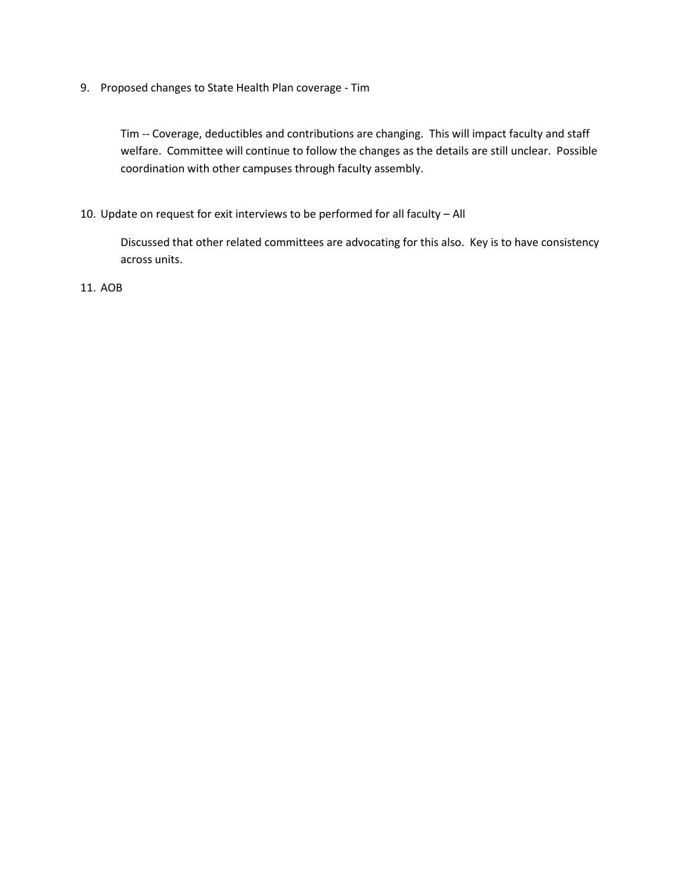9. Proposed changes to State Health Plan coverage - Tim

   Tim -- Coverage, deductibles and contributions are changing. This will impact faculty and staff welfare. Committee will continue to follow the changes as the details are still unclear. Possible coordination with other campuses through faculty assembly.

10. Update on request for exit interviews to be performed for all faculty – All

    Discussed that other related committees are advocating for this also. Key is to have consistency across units.

11. AOB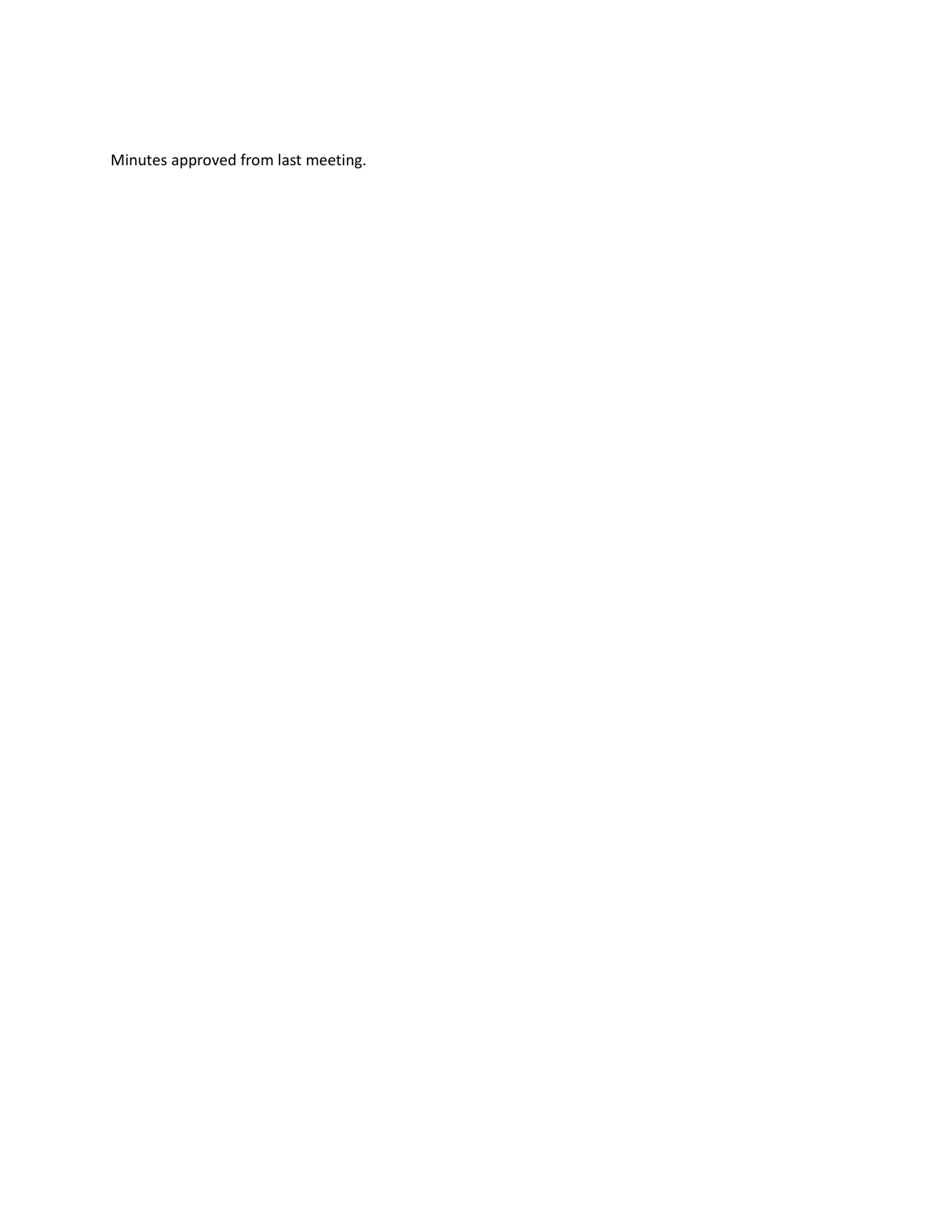Minutes approved from last meeting.